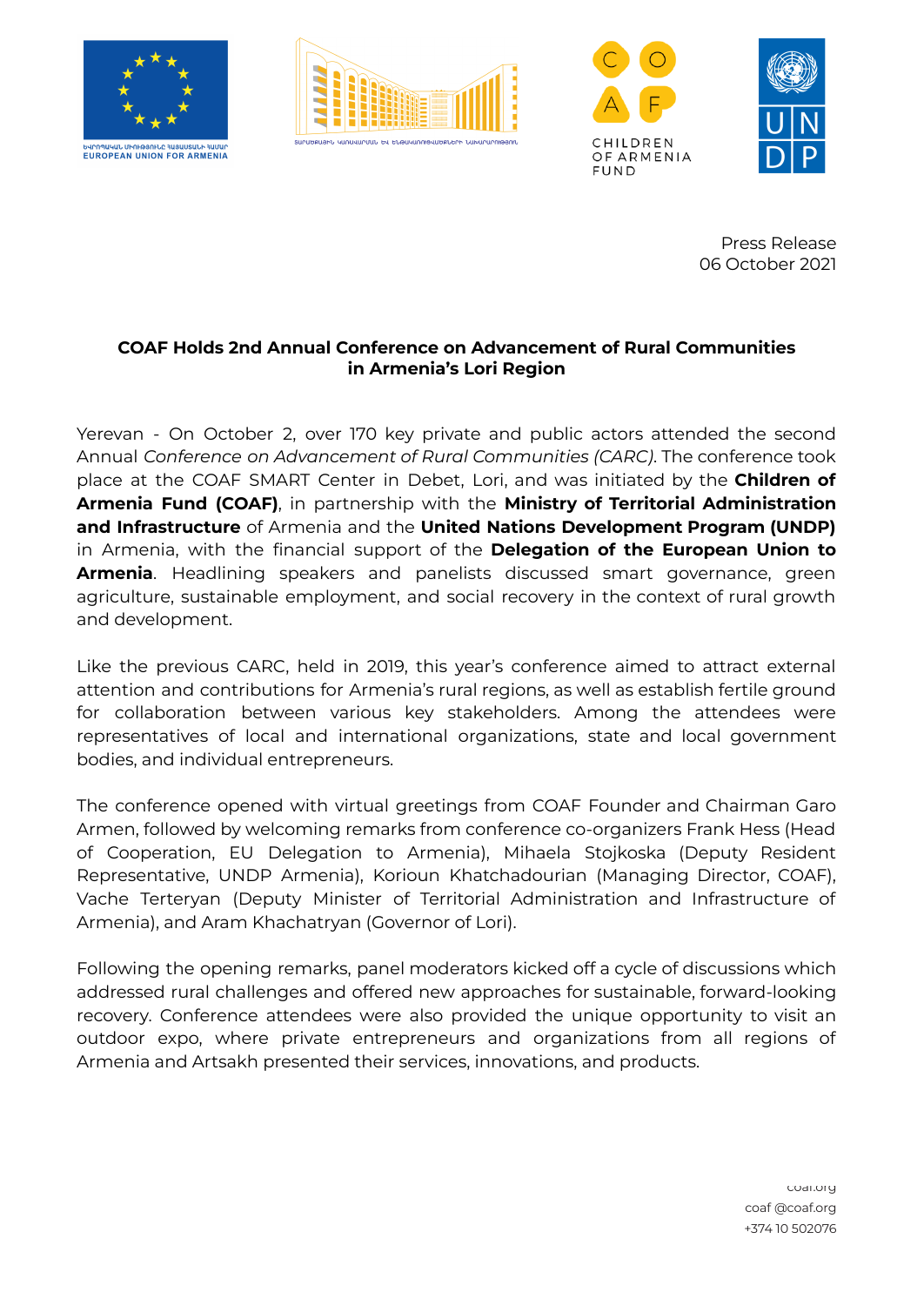Press Release
06 October 2021

**COAF Holds 2nd Annual Conference on Advancement of Rural Communities in Armenia's Lori Region**

Yerevan - On October 2, over 170 key private and public actors attended the second Annual *Conference on Advancement of Rural Communities (CARC)*. The conference took place at the COAF SMART Center in Debet, Lori, and was initiated by the **Children of Armenia Fund (COAF)**, in partnership with the **Ministry of Territorial Administration and Infrastructure** of Armenia and the **United Nations Development Program (UNDP)** in Armenia, with the financial support of the **Delegation of the European Union to Armenia**. Headlining speakers and panelists discussed smart governance, green agriculture, sustainable employment, and social recovery in the context of rural growth and development.

Like the previous CARC, held in 2019, this year's conference aimed to attract external attention and contributions for Armenia's rural regions, as well as establish fertile ground for collaboration between various key stakeholders. Among the attendees were representatives of local and international organizations, state and local government bodies, and individual entrepreneurs.

The conference opened with virtual greetings from COAF Founder and Chairman Garo Armen, followed by welcoming remarks from conference co-organizers Frank Hess (Head of Cooperation, EU Delegation to Armenia), Mihaela Stojkoska (Deputy Resident Representative, UNDP Armenia), Korioun Khatchadourian (Managing Director, COAF), Vache Terteryan (Deputy Minister of Territorial Administration and Infrastructure of Armenia), and Aram Khachatryan (Governor of Lori).

Following the opening remarks, panel moderators kicked off a cycle of discussions which addressed rural challenges and offered new approaches for sustainable, forward-looking recovery. Conference attendees were also provided the unique opportunity to visit an outdoor expo, where private entrepreneurs and organizations from all regions of Armenia and Artsakh presented their services, innovations, and products.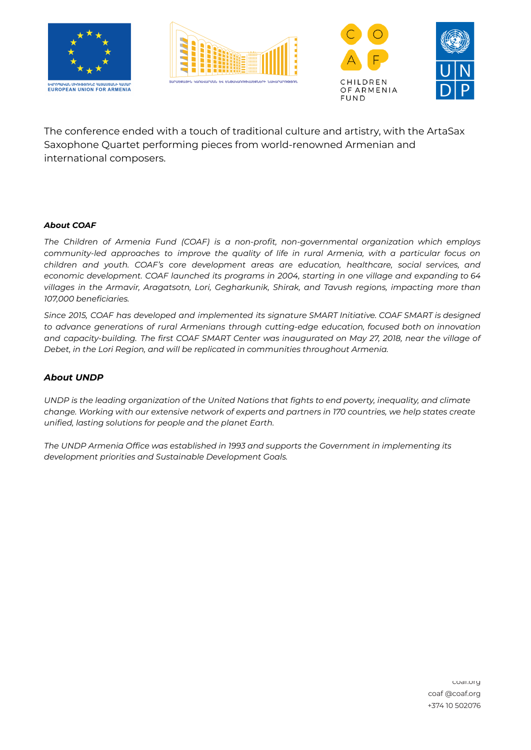The conference ended with a touch of traditional culture and artistry, with the ArtaSax Saxophone Quartet performing pieces from world-renowned Armenian and international composers.

***About COAF***

*The Children of Armenia Fund (COAF) is a non-profit, non-governmental organization which employs community-led approaches to improve the quality of life in rural Armenia, with a particular focus on children and youth. COAF's core development areas are education, healthcare, social services, and economic development. COAF launched its programs in 2004, starting in one village and expanding to 64 villages in the Armavir, Aragatsotn, Lori, Gegharkunik, Shirak, and Tavush regions, impacting more than 107,000 beneficiaries.*

*Since 2015, COAF has developed and implemented its signature SMART Initiative. COAF SMART is designed to advance generations of rural Armenians through cutting-edge education, focused both on innovation and capacity-building. The first COAF SMART Center was inaugurated on May 27, 2018, near the village of Debet, in the Lori Region, and will be replicated in communities throughout Armenia.*

***About UNDP***

*UNDP is the leading organization of the United Nations that fights to end poverty, inequality, and climate change. Working with our extensive network of experts and partners in 170 countries, we help states create unified, lasting solutions for people and the planet Earth.*

*The UNDP Armenia Office was established in 1993 and supports the Government in implementing its development priorities and Sustainable Development Goals.*

coaf.org
coaf @coaf.org
+374 10 502076